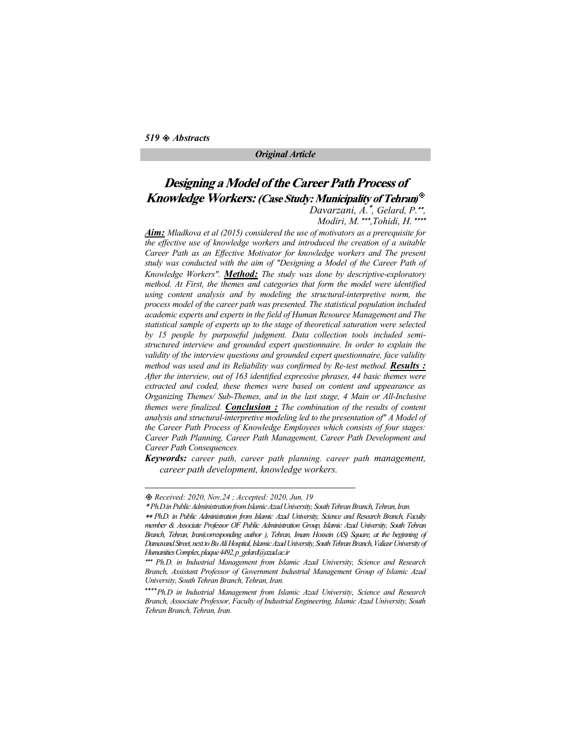*Original Article*

# Designing a Model of the Career Path Process of Knowledge Workers: (Case Study: Municipality of Tehran)◈

*Davarzani, A.*, Gelard, P.**, Modiri, M.***, Tohidi, H.*****

***Aim:*** *Mladkova et al (2015) considered the use of motivators as a prerequisite for the effective use of knowledge workers and introduced the creation of a suitable Career Path as an Effective Motivator for knowledge workers and The present study was conducted with the aim of "Designing a Model of the Career Path of Knowledge Workers".* ***Method:*** *The study was done by descriptive-exploratory method. At First, the themes and categories that form the model were identified using content analysis and by modeling the structural-interpretive norm, the process model of the career path was presented. The statistical population included academic experts and experts in the field of Human Resource Management and The statistical sample of experts up to the stage of theoretical saturation were selected by 15 people by purposeful judgment. Data collection tools included semi-structured interview and grounded expert questionnaire. In order to explain the validity of the interview questions and grounded expert questionnaire, face validity method was used and its Reliability was confirmed by Re-test method.* ***Results :*** *After the interview, out of 163 identified expressive phrases, 44 basic themes were extracted and coded, these themes were based on content and appearance as Organizing Themes/ Sub-Themes, and in the last stage, 4 Main or All-Inclusive themes were finalized.* ***Conclusion :*** *The combination of the results of content analysis and structural-interpretive modeling led to the presentation of" A Model of the Career Path Process of Knowledge Employees which consists of four stages: Career Path Planning, Career Path Management, Career Path Development and Career Path Consequences.*

***Keywords:*** *career path, career path planning. career path management, career path development, knowledge workers.*

---

◈ *Received: 2020, Nov,24 ; Accepted: 2020, Jun, 19*

\* *Ph.D.in Public Administration from Islamic Azad University, South Tehran Branch, Tehran, Iran.*

\*\* *Ph.D. in Public Administration from Islamic Azad University, Science and Research Branch, Faculty member & Associate Professor OF Public Administration Group, Islamic Azad University, South Tehran Branch, Tehran, Iran(corresponding author ), Tehran, Imam Hossein (AS) Square, at the beginning of Damavand Street, next to Bu Ali Hospital, Islamic Azad University, South Tehran Branch, Valiasr University of Humanities Complex, plaque 4492, p_gelard@azad.ac.ir*

\*\*\* *Ph.D. in Industrial Management from Islamic Azad University, Science and Research Branch, Assistant Professor of Government Industrial Management Group of Islamic Azad University, South Tehran Branch, Tehran, Iran.*

\*\*\*\* *Ph.D in Industrial Management from Islamic Azad University, Science and Research Branch, Associate Professor, Faculty of Industrial Engineering, Islamic Azad University, South Tehran Branch, Tehran, Iran.*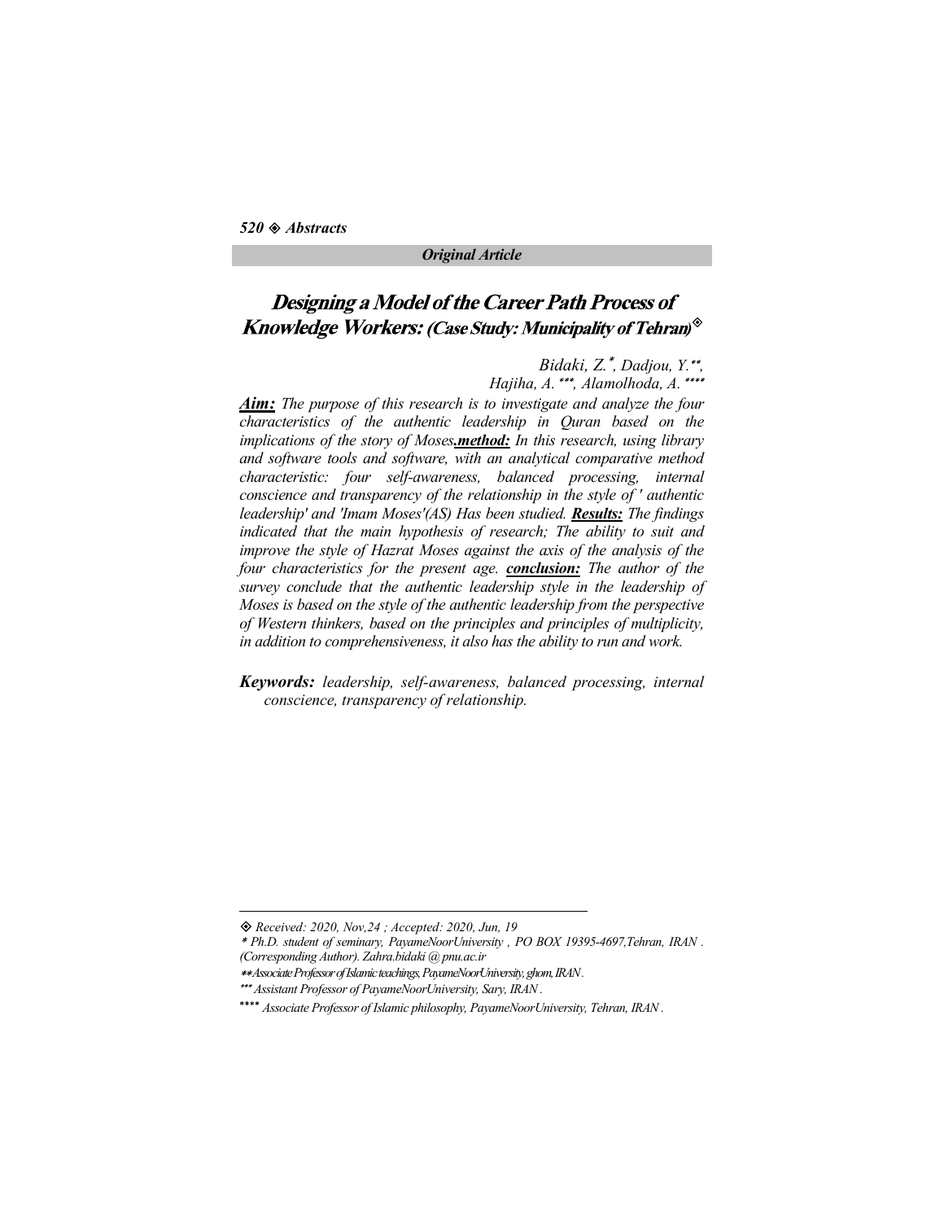*Original Article*

# Designing a Model of the Career Path Process of Knowledge Workers: (Case Study: Municipality of Tehran)◈

*Bidaki, Z.\*, Dadjou, Y.\*\*, Hajiha, A.\*\*\*, Alamolhoda, A.\*\*\*\**

***Aim:*** *The purpose of this research is to investigate and analyze the four characteristics of the authentic leadership in Quran based on the implications of the story of Moses.* ***method:*** *In this research, using library and software tools and software, with an analytical comparative method characteristic: four self-awareness, balanced processing, internal conscience and transparency of the relationship in the style of ' authentic leadership' and 'Imam Moses'(AS) Has been studied.* ***Results:*** *The findings indicated that the main hypothesis of research; The ability to suit and improve the style of Hazrat Moses against the axis of the analysis of the four characteristics for the present age.* ***conclusion:*** *The author of the survey conclude that the authentic leadership style in the leadership of Moses is based on the style of the authentic leadership from the perspective of Western thinkers, based on the principles and principles of multiplicity, in addition to comprehensiveness, it also has the ability to run and work.*

***Keywords:*** *leadership, self-awareness, balanced processing, internal conscience, transparency of relationship.*

---

◈ *Received: 2020, Nov,24 ; Accepted: 2020, Jun, 19*

\* *Ph.D. student of seminary, PayameNoorUniversity , PO BOX 19395-4697,Tehran, IRAN . (Corresponding Author). Zahra.bidaki @ pnu.ac.ir*

\*\* *Associate Professor of Islamic teachings, PayameNoorUniversity, ghom, IRAN.*

\*\*\* *Assistant Professor of PayameNoorUniversity, Sary, IRAN .*

\*\*\*\* *Associate Professor of Islamic philosophy, PayameNoorUniversity, Tehran, IRAN .*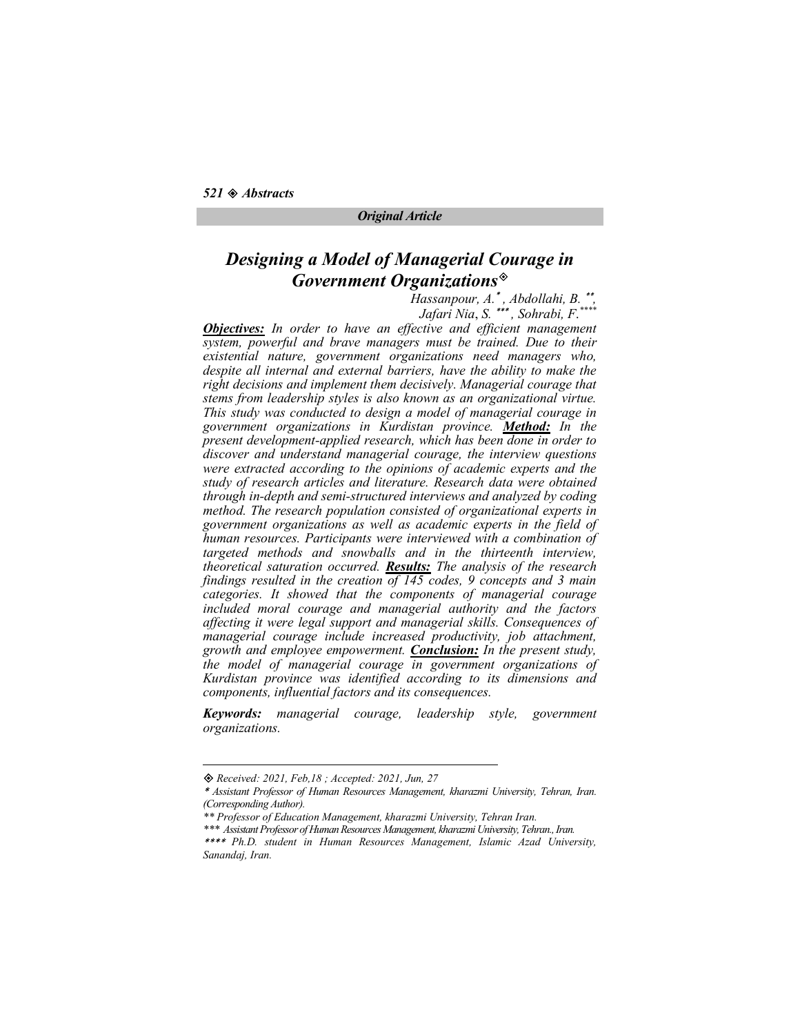*Original Article*

# *Designing a Model of Managerial Courage in Government Organizations*[◈]

*Hassanpour, A.*[*] *, Abdollahi, B.* [**]*,*
*Jafari Nia, S.* [***]*, Sohrabi, F.*[****]

***Objectives:*** *In order to have an effective and efficient management system, powerful and brave managers must be trained. Due to their existential nature, government organizations need managers who, despite all internal and external barriers, have the ability to make the right decisions and implement them decisively. Managerial courage that stems from leadership styles is also known as an organizational virtue. This study was conducted to design a model of managerial courage in government organizations in Kurdistan province.* ***Method:*** *In the present development-applied research, which has been done in order to discover and understand managerial courage, the interview questions were extracted according to the opinions of academic experts and the study of research articles and literature. Research data were obtained through in-depth and semi-structured interviews and analyzed by coding method. The research population consisted of organizational experts in government organizations as well as academic experts in the field of human resources. Participants were interviewed with a combination of targeted methods and snowballs and in the thirteenth interview, theoretical saturation occurred.* ***Results:*** *The analysis of the research findings resulted in the creation of 145 codes, 9 concepts and 3 main categories. It showed that the components of managerial courage included moral courage and managerial authority and the factors affecting it were legal support and managerial skills. Consequences of managerial courage include increased productivity, job attachment, growth and employee empowerment.* ***Conclusion:*** *In the present study, the model of managerial courage in government organizations of Kurdistan province was identified according to its dimensions and components, influential factors and its consequences.*

***Keywords:*** *managerial courage, leadership style, government organizations.*

---

[◈] *Received: 2021, Feb,18 ; Accepted: 2021, Jun, 27*

[*] *Assistant Professor of Human Resources Management, kharazmi University, Tehran, Iran. (Corresponding Author).*

[**] *Professor of Education Management, kharazmi University, Tehran Iran.*

[***] *Assistant Professor of Human Resources Management, kharazmi University, Tehran., Iran.*

[****] *Ph.D. student in Human Resources Management, Islamic Azad University, Sanandaj, Iran.*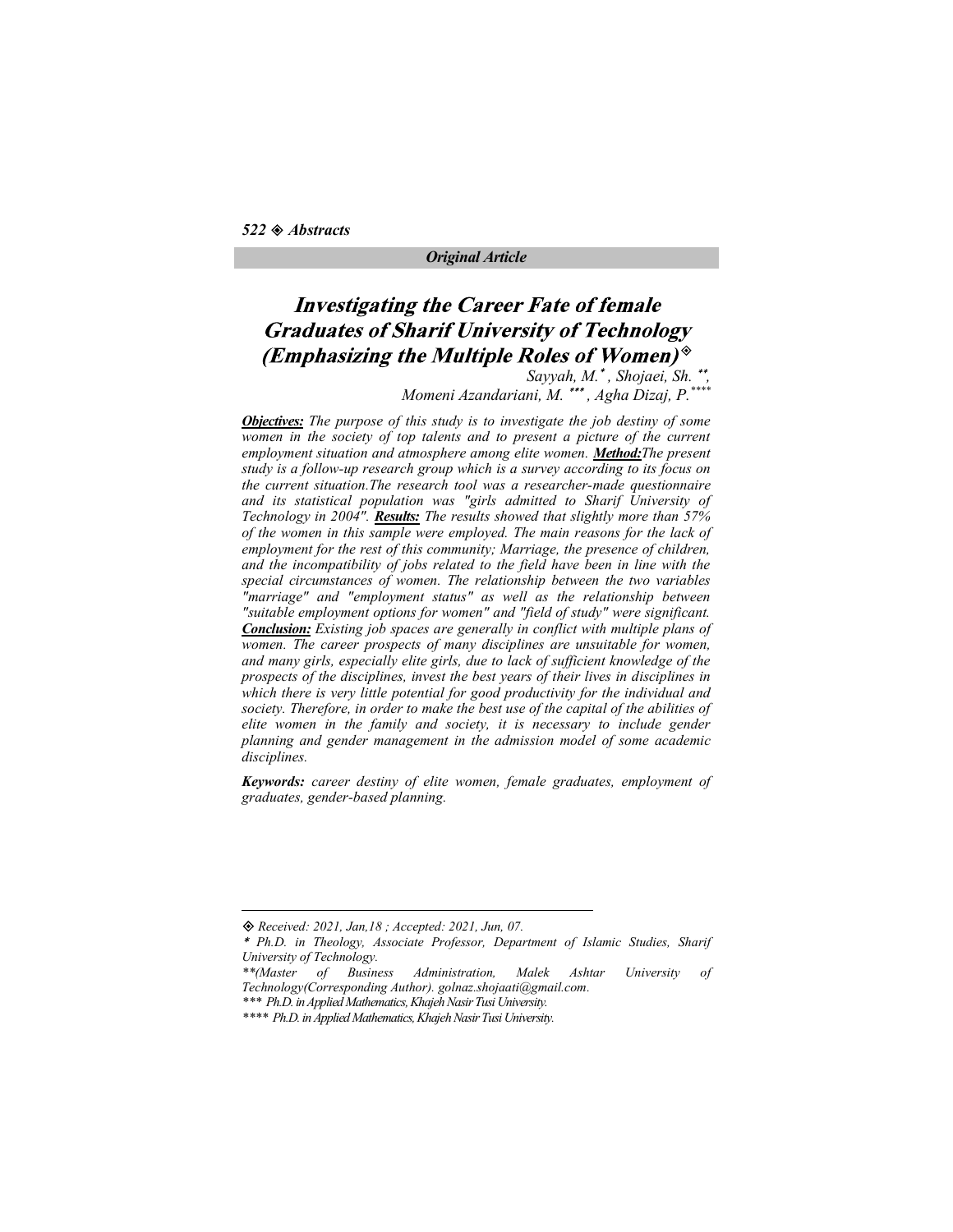*Original Article*

# Investigating the Career Fate of female Graduates of Sharif University of Technology (Emphasizing the Multiple Roles of Women)◈

*Sayyah, M.\* , Shojaei, Sh. \*\*, Momeni Azandariani, M. \*\*\* , Agha Dizaj, P.\*\*\*\**

***Objectives:*** *The purpose of this study is to investigate the job destiny of some women in the society of top talents and to present a picture of the current employment situation and atmosphere among elite women.* ***Method:*** *The present study is a follow-up research group which is a survey according to its focus on the current situation. The research tool was a researcher-made questionnaire and its statistical population was "girls admitted to Sharif University of Technology in 2004".* ***Results:*** *The results showed that slightly more than 57% of the women in this sample were employed. The main reasons for the lack of employment for the rest of this community; Marriage, the presence of children, and the incompatibility of jobs related to the field have been in line with the special circumstances of women. The relationship between the two variables "marriage" and "employment status" as well as the relationship between "suitable employment options for women" and "field of study" were significant.* ***Conclusion:*** *Existing job spaces are generally in conflict with multiple plans of women. The career prospects of many disciplines are unsuitable for women, and many girls, especially elite girls, due to lack of sufficient knowledge of the prospects of the disciplines, invest the best years of their lives in disciplines in which there is very little potential for good productivity for the individual and society. Therefore, in order to make the best use of the capital of the abilities of elite women in the family and society, it is necessary to include gender planning and gender management in the admission model of some academic disciplines.*

***Keywords:*** *career destiny of elite women, female graduates, employment of graduates, gender-based planning.*

---

◈ *Received: 2021, Jan,18 ; Accepted: 2021, Jun, 07.*

\* *Ph.D. in Theology, Associate Professor, Department of Islamic Studies, Sharif University of Technology.*

\*\* *(Master of Business Administration, Malek Ashtar University of Technology(Corresponding Author). golnaz.shojaati@gmail.com.*

\*\*\* *Ph.D. in Applied Mathematics, Khajeh Nasir Tusi University.*

\*\*\*\* *Ph.D. in Applied Mathematics, Khajeh Nasir Tusi University.*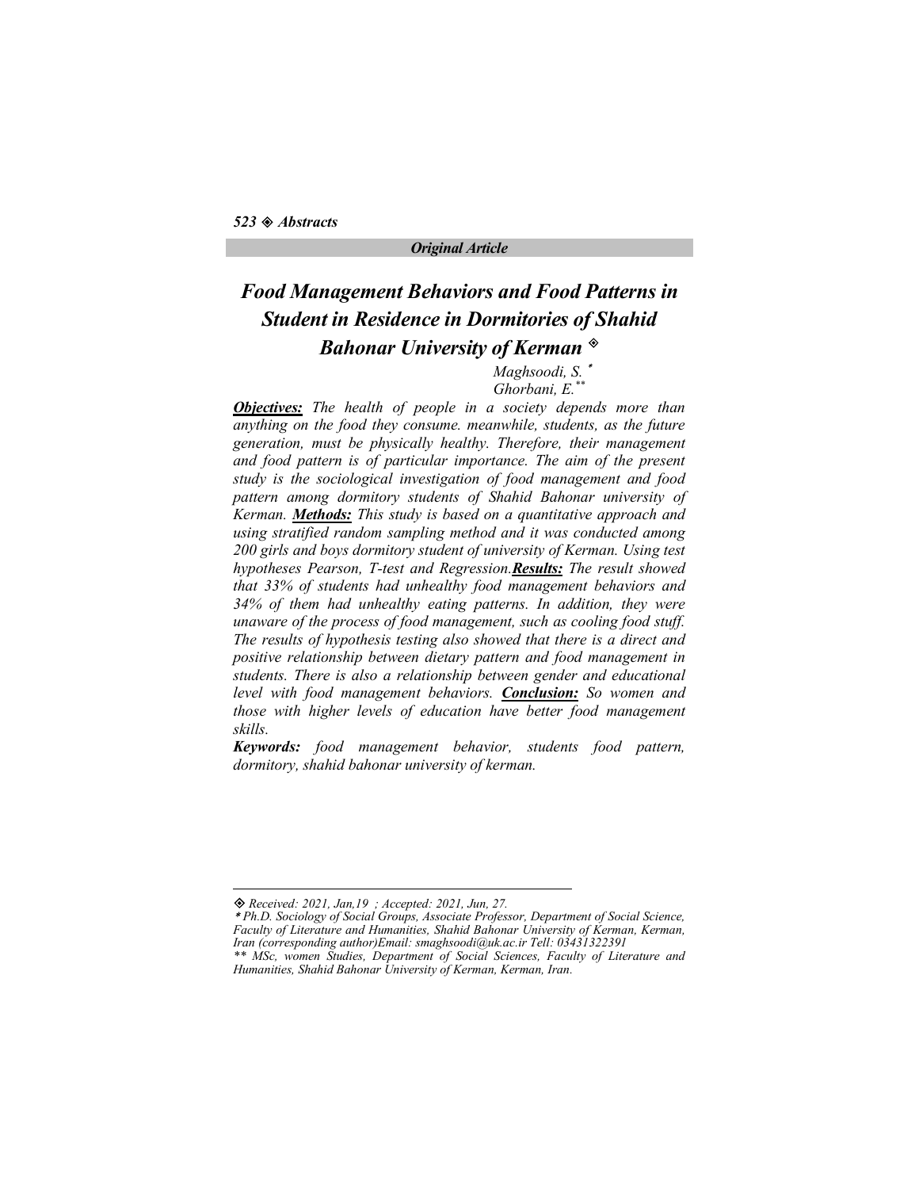*Original Article*

# *Food Management Behaviors and Food Patterns in Student in Residence in Dormitories of Shahid Bahonar University of Kerman* ◈

*Maghsoodi, S.* *
*Ghorbani, E.* **

***Objectives:*** *The health of people in a society depends more than anything on the food they consume. meanwhile, students, as the future generation, must be physically healthy. Therefore, their management and food pattern is of particular importance. The aim of the present study is the sociological investigation of food management and food pattern among dormitory students of Shahid Bahonar university of Kerman.* ***Methods:*** *This study is based on a quantitative approach and using stratified random sampling method and it was conducted among 200 girls and boys dormitory student of university of Kerman. Using test hypotheses Pearson, T-test and Regression.* ***Results:*** *The result showed that 33% of students had unhealthy food management behaviors and 34% of them had unhealthy eating patterns. In addition, they were unaware of the process of food management, such as cooling food stuff. The results of hypothesis testing also showed that there is a direct and positive relationship between dietary pattern and food management in students. There is also a relationship between gender and educational level with food management behaviors.* ***Conclusion:*** *So women and those with higher levels of education have better food management skills.*

***Keywords:*** *food management behavior, students food pattern, dormitory, shahid bahonar university of kerman.*

---

◈ *Received: 2021, Jan,19 ; Accepted: 2021, Jun, 27.*

\* *Ph.D. Sociology of Social Groups, Associate Professor, Department of Social Science, Faculty of Literature and Humanities, Shahid Bahonar University of Kerman, Kerman, Iran (corresponding author)Email: smaghsoodi@uk.ac.ir Tell: 03431322391*

\** *MSc, women Studies, Department of Social Sciences, Faculty of Literature and Humanities, Shahid Bahonar University of Kerman, Kerman, Iran.*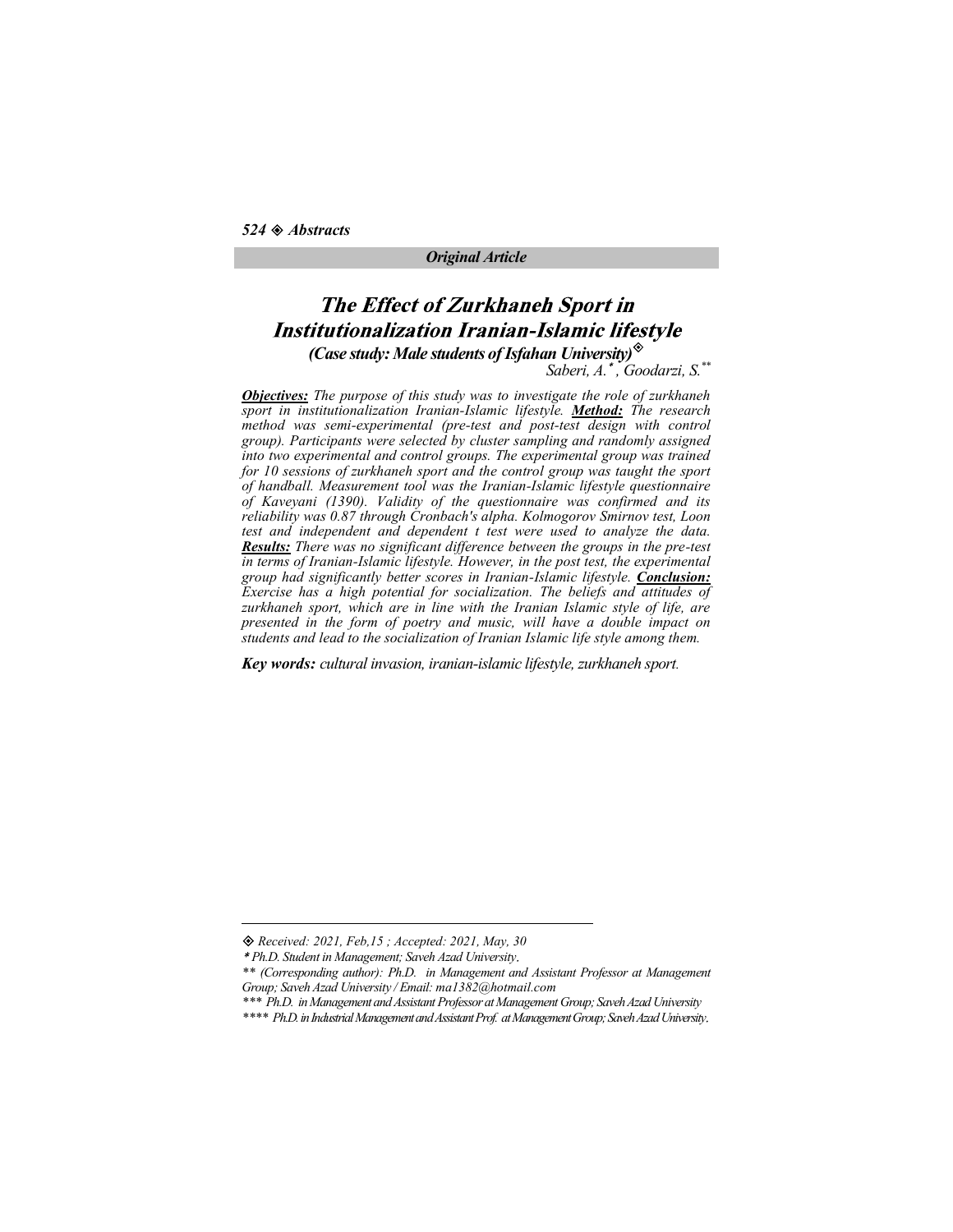*Original Article*

# The Effect of Zurkhaneh Sport in Institutionalization Iranian-Islamic lifestyle

***(Case study: Male students of Isfahan University)*** ◈

*Saberi, A.*, Goodarzi, S.***

***Objectives:*** *The purpose of this study was to investigate the role of zurkhaneh sport in institutionalization Iranian-Islamic lifestyle.* ***Method:*** *The research method was semi-experimental (pre-test and post-test design with control group). Participants were selected by cluster sampling and randomly assigned into two experimental and control groups. The experimental group was trained for 10 sessions of zurkhaneh sport and the control group was taught the sport of handball. Measurement tool was the Iranian-Islamic lifestyle questionnaire of Kaveyani (1390). Validity of the questionnaire was confirmed and its reliability was 0.87 through Cronbach's alpha. Kolmogorov Smirnov test, Loon test and independent and dependent t test were used to analyze the data.* ***Results:*** *There was no significant difference between the groups in the pre-test in terms of Iranian-Islamic lifestyle. However, in the post test, the experimental group had significantly better scores in Iranian-Islamic lifestyle.* ***Conclusion:*** *Exercise has a high potential for socialization. The beliefs and attitudes of zurkhaneh sport, which are in line with the Iranian Islamic style of life, are presented in the form of poetry and music, will have a double impact on students and lead to the socialization of Iranian Islamic life style among them.*

***Key words:*** *cultural invasion, iranian-islamic lifestyle, zurkhaneh sport.*

---

◈ *Received: 2021, Feb,15 ; Accepted: 2021, May, 30*

\* *Ph.D. Student in Management; Saveh Azad University.*

\*\* *(Corresponding author): Ph.D. in Management and Assistant Professor at Management Group; Saveh Azad University / Email: ma1382@hotmail.com*

\*\*\* *Ph.D. in Management and Assistant Professor at Management Group; Saveh Azad University*

\*\*\*\* *Ph.D. in Industrial Management and Assistant Prof. at Management Group; Saveh Azad University.*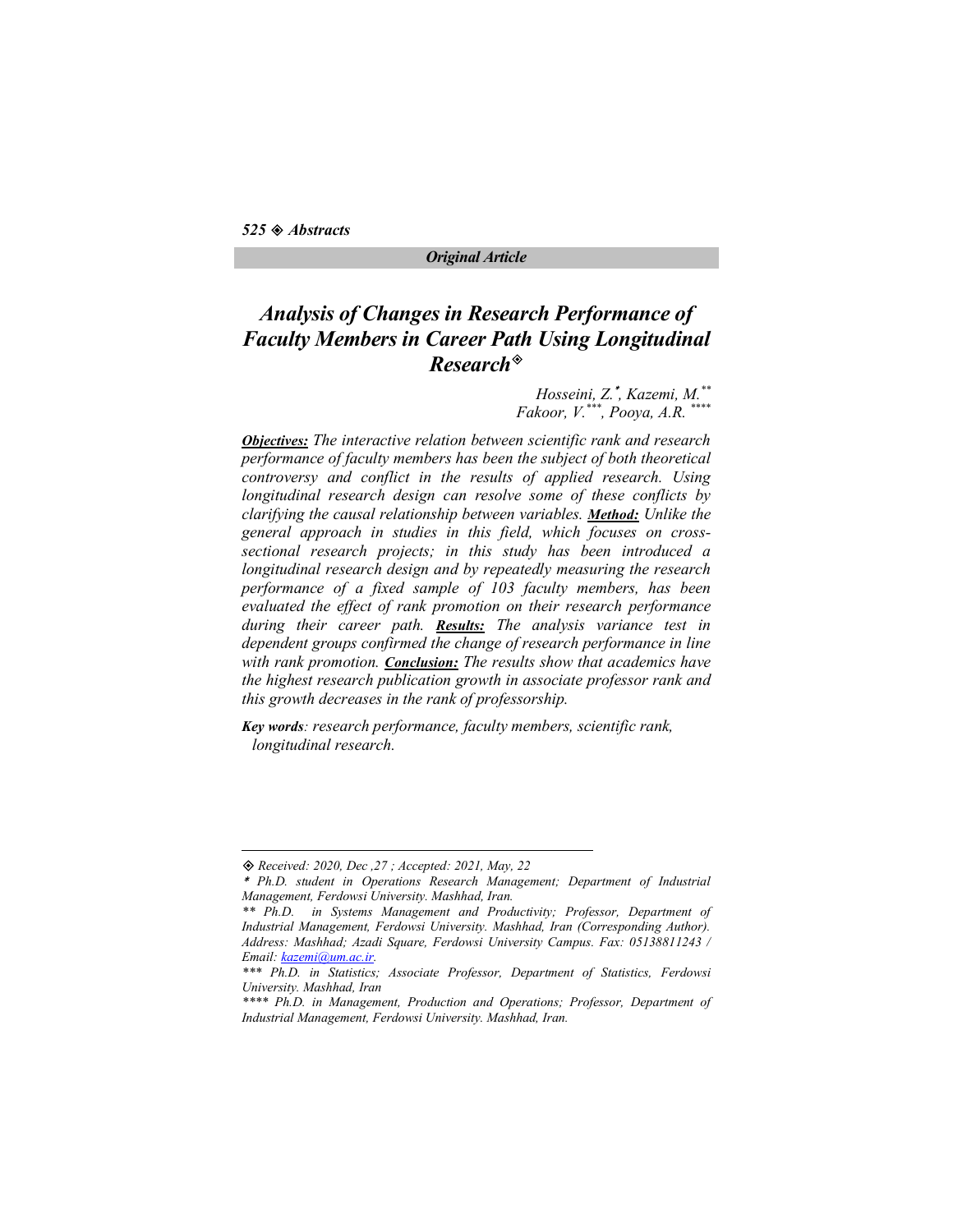*Original Article*

# Analysis of Changes in Research Performance of Faculty Members in Career Path Using Longitudinal Research[◈]

*Hosseini, Z.[*], Kazemi, M.[**]*
*Fakoor, V.[***], Pooya, A.R. [****]*

***Objectives:*** *The interactive relation between scientific rank and research performance of faculty members has been the subject of both theoretical controversy and conflict in the results of applied research. Using longitudinal research design can resolve some of these conflicts by clarifying the causal relationship between variables.* ***Method:*** *Unlike the general approach in studies in this field, which focuses on cross-sectional research projects; in this study has been introduced a longitudinal research design and by repeatedly measuring the research performance of a fixed sample of 103 faculty members, has been evaluated the effect of rank promotion on their research performance during their career path.* ***Results:*** *The analysis variance test in dependent groups confirmed the change of research performance in line with rank promotion.* ***Conclusion:*** *The results show that academics have the highest research publication growth in associate professor rank and this growth decreases in the rank of professorship.*

***Key words***: *research performance, faculty members, scientific rank, longitudinal research.*

---

◈ *Received: 2020, Dec ,27 ; Accepted: 2021, May, 22*

\* *Ph.D. student in Operations Research Management; Department of Industrial Management, Ferdowsi University. Mashhad, Iran.*

\*\* *Ph.D. in Systems Management and Productivity; Professor, Department of Industrial Management, Ferdowsi University. Mashhad, Iran (Corresponding Author). Address: Mashhad; Azadi Square, Ferdowsi University Campus. Fax: 05138811243 / Email: kazemi@um.ac.ir.*

\*\*\* *Ph.D. in Statistics; Associate Professor, Department of Statistics, Ferdowsi University. Mashhad, Iran*

\*\*\*\* *Ph.D. in Management, Production and Operations; Professor, Department of Industrial Management, Ferdowsi University. Mashhad, Iran.*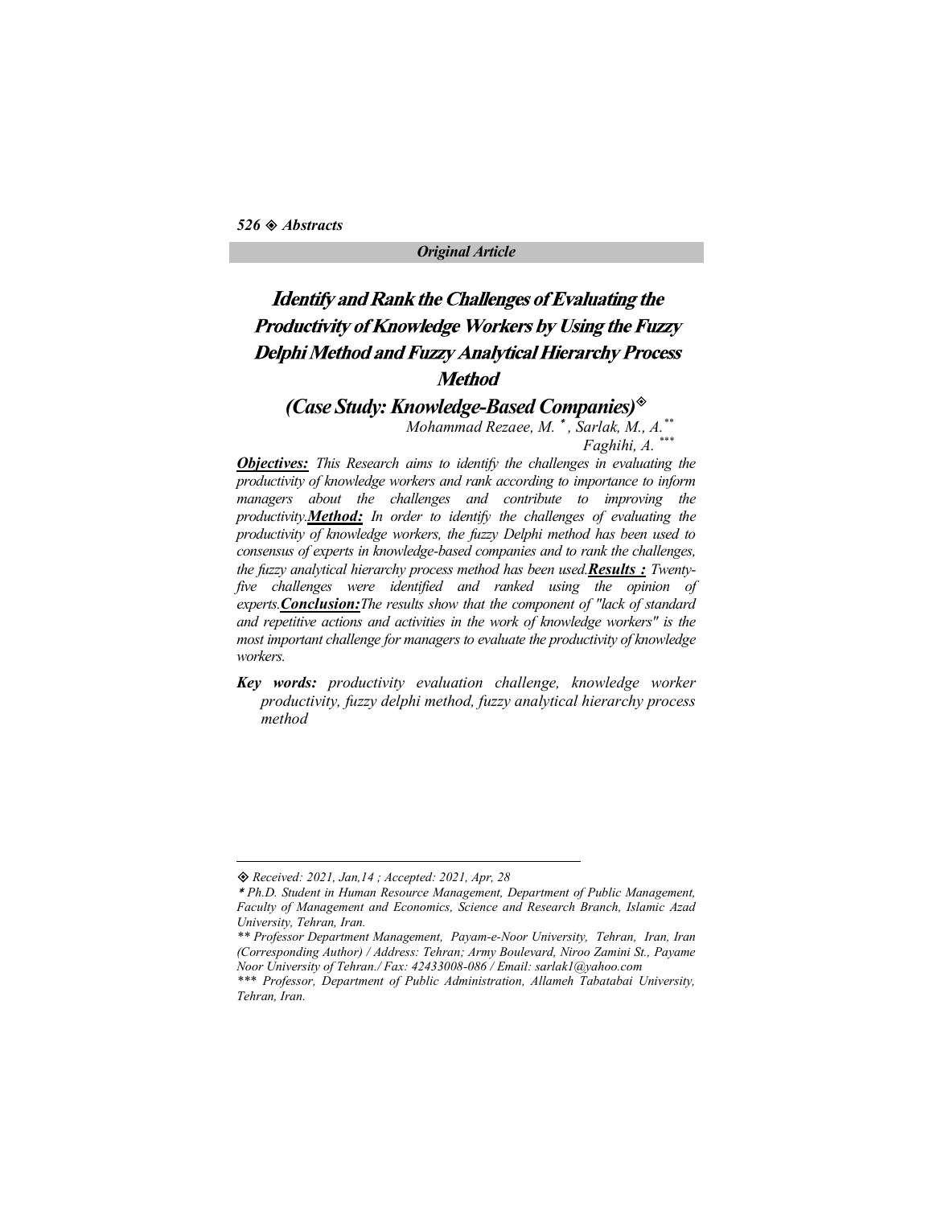*Original Article*

# Identify and Rank the Challenges of Evaluating the Productivity of Knowledge Workers by Using the Fuzzy Delphi Method and Fuzzy Analytical Hierarchy Process Method

## (Case Study: Knowledge-Based Companies)[◈]

*Mohammad Rezaee, M.* [*], *Sarlak, M., A.*[**]
*Faghihi, A.* [***]

***Objectives:*** *This Research aims to identify the challenges in evaluating the productivity of knowledge workers and rank according to importance to inform managers about the challenges and contribute to improving the productivity.* ***Method:*** *In order to identify the challenges of evaluating the productivity of knowledge workers, the fuzzy Delphi method has been used to consensus of experts in knowledge-based companies and to rank the challenges, the fuzzy analytical hierarchy process method has been used.* ***Results :*** *Twenty-five challenges were identified and ranked using the opinion of experts.* ***Conclusion:*** *The results show that the component of "lack of standard and repetitive actions and activities in the work of knowledge workers" is the most important challenge for managers to evaluate the productivity of knowledge workers.*

***Key words:*** *productivity evaluation challenge, knowledge worker productivity, fuzzy delphi method, fuzzy analytical hierarchy process method*

---

◈ *Received: 2021, Jan,14 ; Accepted: 2021, Apr, 28*

\* *Ph.D. Student in Human Resource Management, Department of Public Management, Faculty of Management and Economics, Science and Research Branch, Islamic Azad University, Tehran, Iran.*

\*\* *Professor Department Management, Payam-e-Noor University, Tehran, Iran, Iran (Corresponding Author) / Address: Tehran; Army Boulevard, Niroo Zamini St., Payame Noor University of Tehran./ Fax: 42433008-086 / Email: sarlak1@yahoo.com*

\*\*\* *Professor, Department of Public Administration, Allameh Tabatabai University, Tehran, Iran.*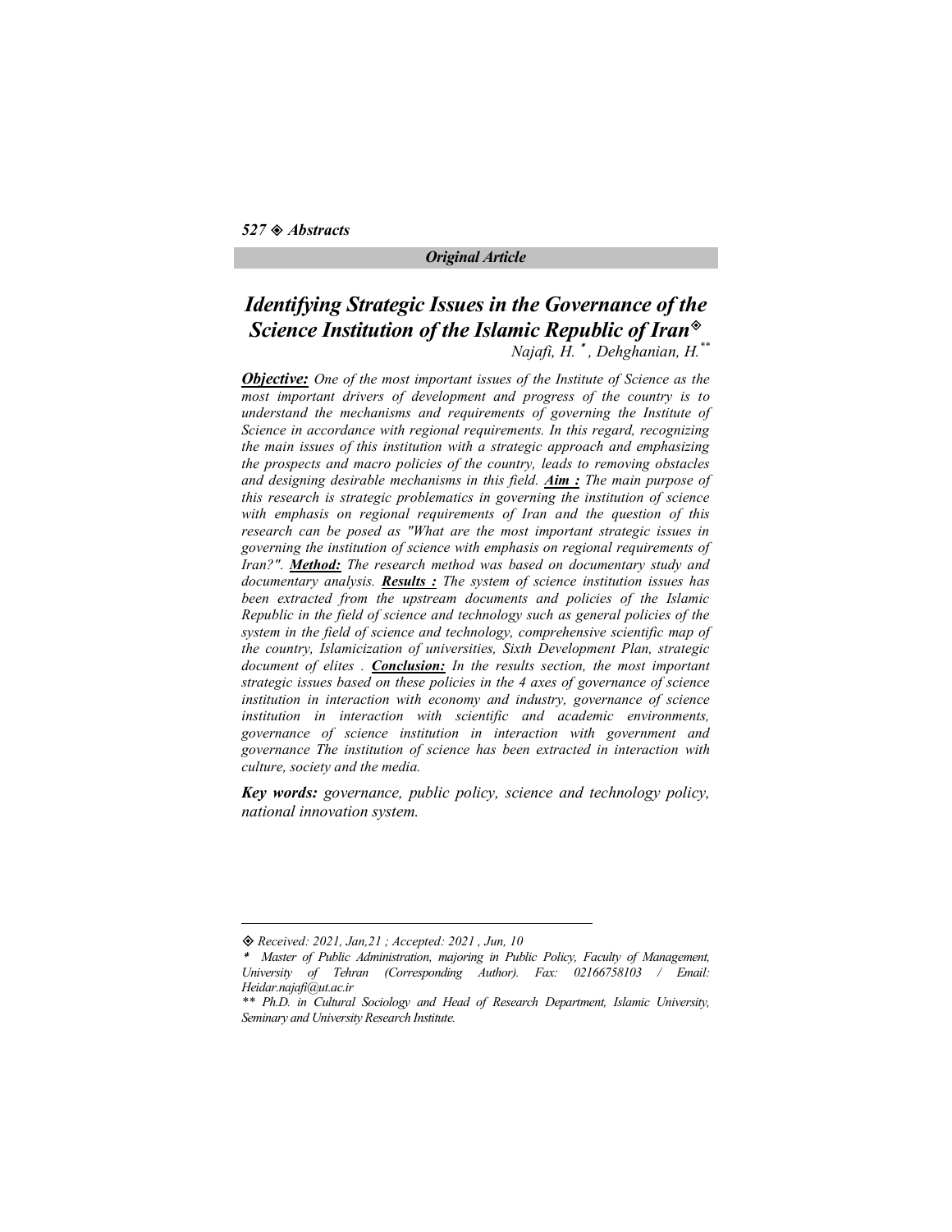*Original Article*

# *Identifying Strategic Issues in the Governance of the Science Institution of the Islamic Republic of Iran*[◈]

*Najafi, H.* [*]*, Dehghanian, H.* [**]

***Objective:*** *One of the most important issues of the Institute of Science as the most important drivers of development and progress of the country is to understand the mechanisms and requirements of governing the Institute of Science in accordance with regional requirements. In this regard, recognizing the main issues of this institution with a strategic approach and emphasizing the prospects and macro policies of the country, leads to removing obstacles and designing desirable mechanisms in this field.* ***Aim :*** *The main purpose of this research is strategic problematics in governing the institution of science with emphasis on regional requirements of Iran and the question of this research can be posed as "What are the most important strategic issues in governing the institution of science with emphasis on regional requirements of Iran?".* ***Method:*** *The research method was based on documentary study and documentary analysis.* ***Results :*** *The system of science institution issues has been extracted from the upstream documents and policies of the Islamic Republic in the field of science and technology such as general policies of the system in the field of science and technology, comprehensive scientific map of the country, Islamicization of universities, Sixth Development Plan, strategic document of elites .* ***Conclusion:*** *In the results section, the most important strategic issues based on these policies in the 4 axes of governance of science institution in interaction with economy and industry, governance of science institution in interaction with scientific and academic environments, governance of science institution in interaction with government and governance The institution of science has been extracted in interaction with culture, society and the media.*

***Key words:*** *governance, public policy, science and technology policy, national innovation system.*

---

◈ *Received: 2021, Jan,21 ; Accepted: 2021 , Jun, 10*

\* *Master of Public Administration, majoring in Public Policy, Faculty of Management, University of Tehran (Corresponding Author). Fax: 02166758103 / Email: Heidar.najafi@ut.ac.ir*

\*\* *Ph.D. in Cultural Sociology and Head of Research Department, Islamic University, Seminary and University Research Institute.*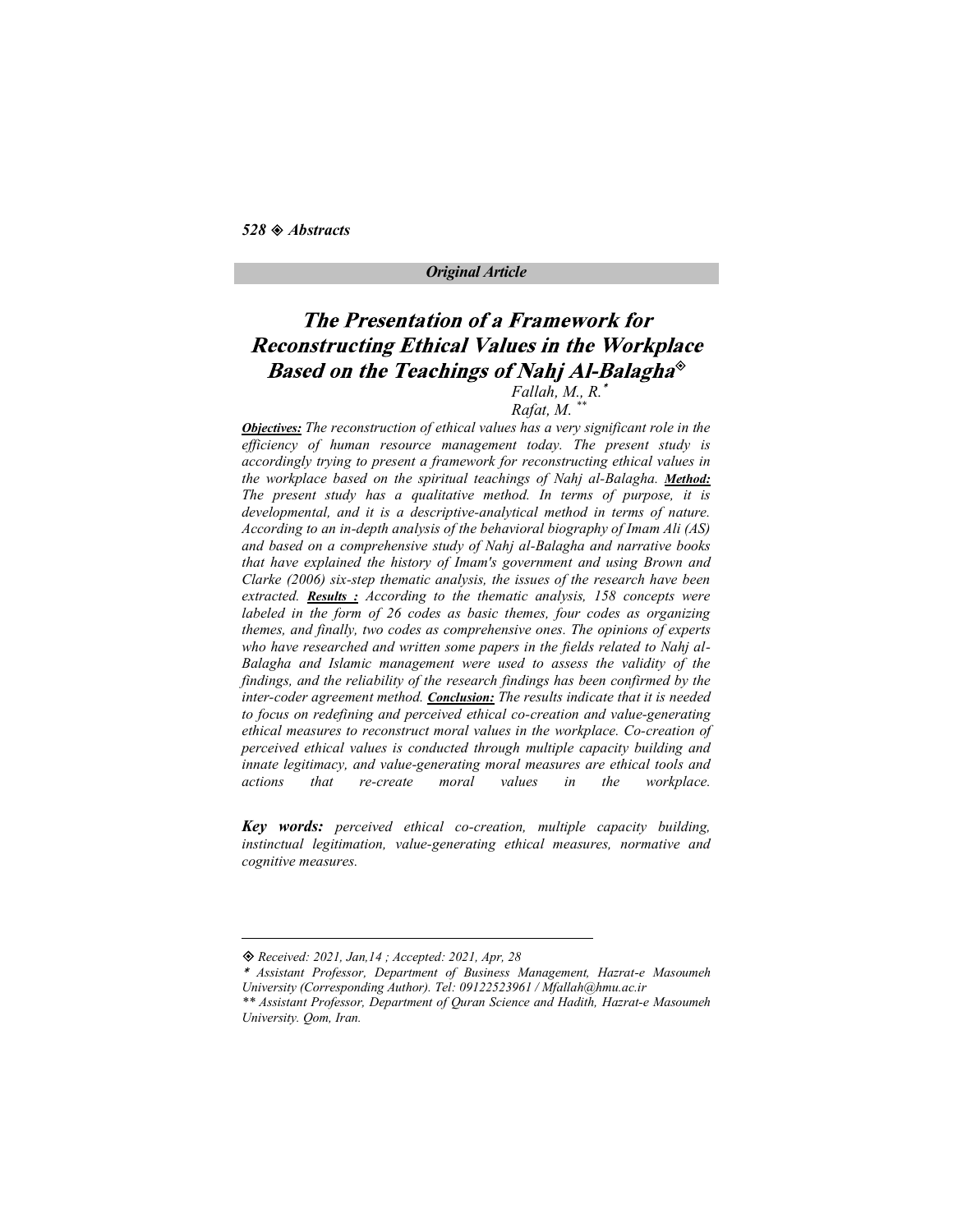*Original Article*

# The Presentation of a Framework for Reconstructing Ethical Values in the Workplace Based on the Teachings of Nahj Al-Balagha◈

*Fallah, M., R.\**
*Rafat, M. \*\**

***Objectives:*** *The reconstruction of ethical values has a very significant role in the efficiency of human resource management today. The present study is accordingly trying to present a framework for reconstructing ethical values in the workplace based on the spiritual teachings of Nahj al-Balagha.* ***Method:*** *The present study has a qualitative method. In terms of purpose, it is developmental, and it is a descriptive-analytical method in terms of nature. According to an in-depth analysis of the behavioral biography of Imam Ali (AS) and based on a comprehensive study of Nahj al-Balagha and narrative books that have explained the history of Imam's government and using Brown and Clarke (2006) six-step thematic analysis, the issues of the research have been extracted.* ***Results :*** *According to the thematic analysis, 158 concepts were labeled in the form of 26 codes as basic themes, four codes as organizing themes, and finally, two codes as comprehensive ones. The opinions of experts who have researched and written some papers in the fields related to Nahj al-Balagha and Islamic management were used to assess the validity of the findings, and the reliability of the research findings has been confirmed by the inter-coder agreement method.* ***Conclusion:*** *The results indicate that it is needed to focus on redefining and perceived ethical co-creation and value-generating ethical measures to reconstruct moral values in the workplace. Co-creation of perceived ethical values is conducted through multiple capacity building and innate legitimacy, and value-generating moral measures are ethical tools and actions that re-create moral values in the workplace.*

***Key words:*** *perceived ethical co-creation, multiple capacity building, instinctual legitimation, value-generating ethical measures, normative and cognitive measures.*

---

◈ *Received: 2021, Jan,14 ; Accepted: 2021, Apr, 28*

\* *Assistant Professor, Department of Business Management, Hazrat-e Masoumeh University (Corresponding Author). Tel: 09122523961 / Mfallah@hmu.ac.ir*

\*\* *Assistant Professor, Department of Quran Science and Hadith, Hazrat-e Masoumeh University. Qom, Iran.*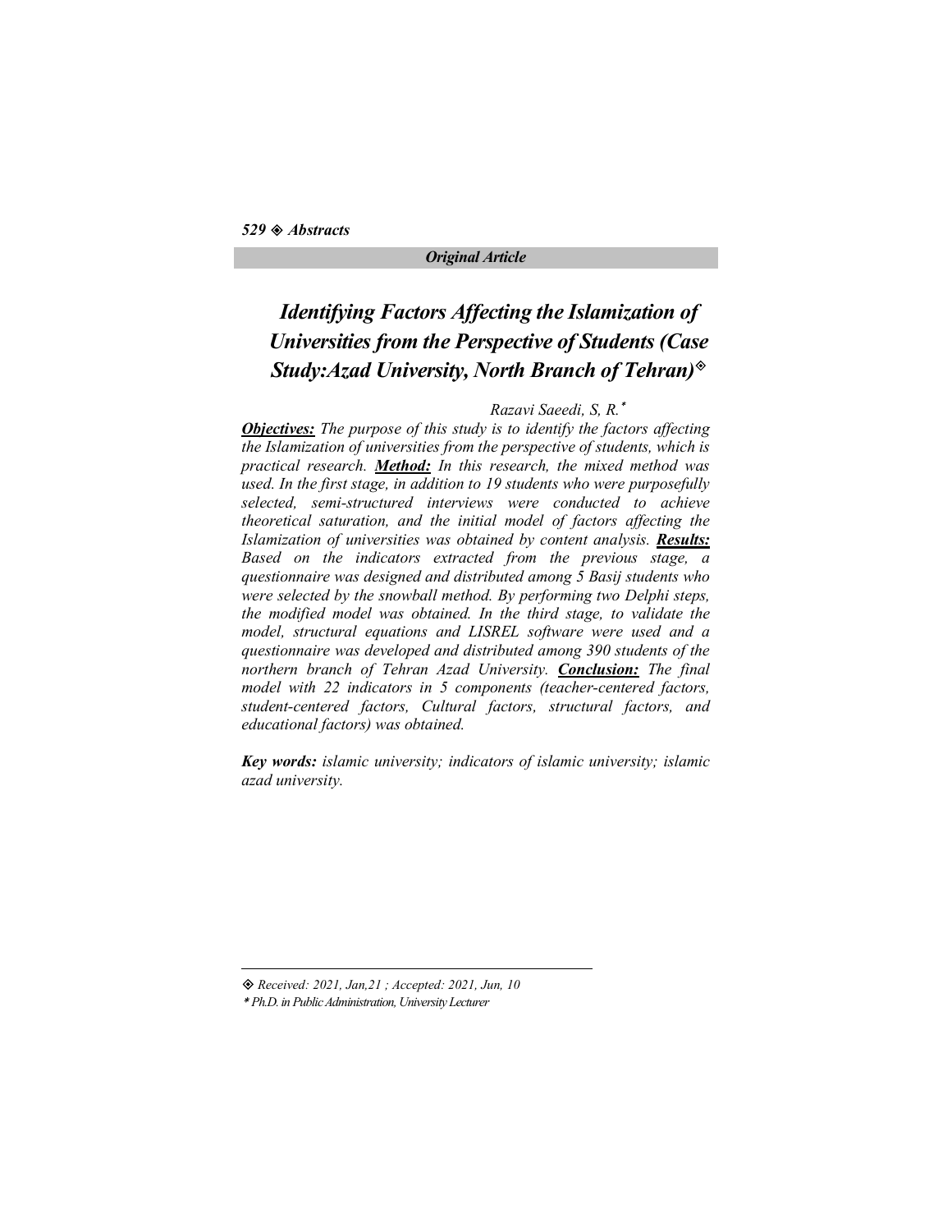*Original Article*

# *Identifying Factors Affecting the Islamization of Universities from the Perspective of Students (Case Study:Azad University, North Branch of Tehran)*[◈]

*Razavi Saeedi, S, R.*[*]

***Objectives:*** *The purpose of this study is to identify the factors affecting the Islamization of universities from the perspective of students, which is practical research.* ***Method:*** *In this research, the mixed method was used. In the first stage, in addition to 19 students who were purposefully selected, semi-structured interviews were conducted to achieve theoretical saturation, and the initial model of factors affecting the Islamization of universities was obtained by content analysis.* ***Results:*** *Based on the indicators extracted from the previous stage, a questionnaire was designed and distributed among 5 Basij students who were selected by the snowball method. By performing two Delphi steps, the modified model was obtained. In the third stage, to validate the model, structural equations and LISREL software were used and a questionnaire was developed and distributed among 390 students of the northern branch of Tehran Azad University.* ***Conclusion:*** *The final model with 22 indicators in 5 components (teacher-centered factors, student-centered factors, Cultural factors, structural factors, and educational factors) was obtained.*

***Key words:*** *islamic university; indicators of islamic university; islamic azad university.*

---

◈ *Received: 2021, Jan,21 ; Accepted: 2021, Jun, 10*

\* *Ph.D. in Public Administration, University Lecturer*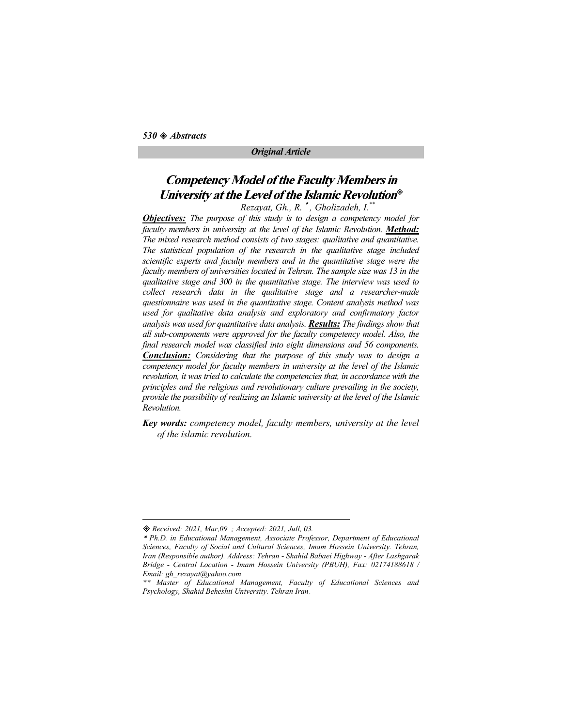*Original Article*

# Competency Model of the Faculty Members in University at the Level of the Islamic Revolution◈

*Rezayat, Gh., R.* *, Gholizadeh, I.***

***Objectives:*** *The purpose of this study is to design a competency model for faculty members in university at the level of the Islamic Revolution.* ***Method:*** *The mixed research method consists of two stages: qualitative and quantitative. The statistical population of the research in the qualitative stage included scientific experts and faculty members and in the quantitative stage were the faculty members of universities located in Tehran. The sample size was 13 in the qualitative stage and 300 in the quantitative stage. The interview was used to collect research data in the qualitative stage and a researcher-made questionnaire was used in the quantitative stage. Content analysis method was used for qualitative data analysis and exploratory and confirmatory factor analysis was used for quantitative data analysis.* ***Results:*** *The findings show that all sub-components were approved for the faculty competency model. Also, the final research model was classified into eight dimensions and 56 components.* ***Conclusion:*** *Considering that the purpose of this study was to design a competency model for faculty members in university at the level of the Islamic revolution, it was tried to calculate the competencies that, in accordance with the principles and the religious and revolutionary culture prevailing in the society, provide the possibility of realizing an Islamic university at the level of the Islamic Revolution.*

***Key words:*** *competency model, faculty members, university at the level of the islamic revolution.*

---

◈ *Received: 2021, Mar,09 ; Accepted: 2021, Jull, 03.*

\* *Ph.D. in Educational Management, Associate Professor, Department of Educational Sciences, Faculty of Social and Cultural Sciences, Imam Hossein University. Tehran, Iran (Responsible author). Address: Tehran - Shahid Babaei Highway - After Lashgarak Bridge - Central Location - Imam Hossein University (PBUH), Fax: 02174188618 / Email: gh_rezayat@yahoo.com*

\*\* *Master of Educational Management, Faculty of Educational Sciences and Psychology, Shahid Beheshti University. Tehran Iran.*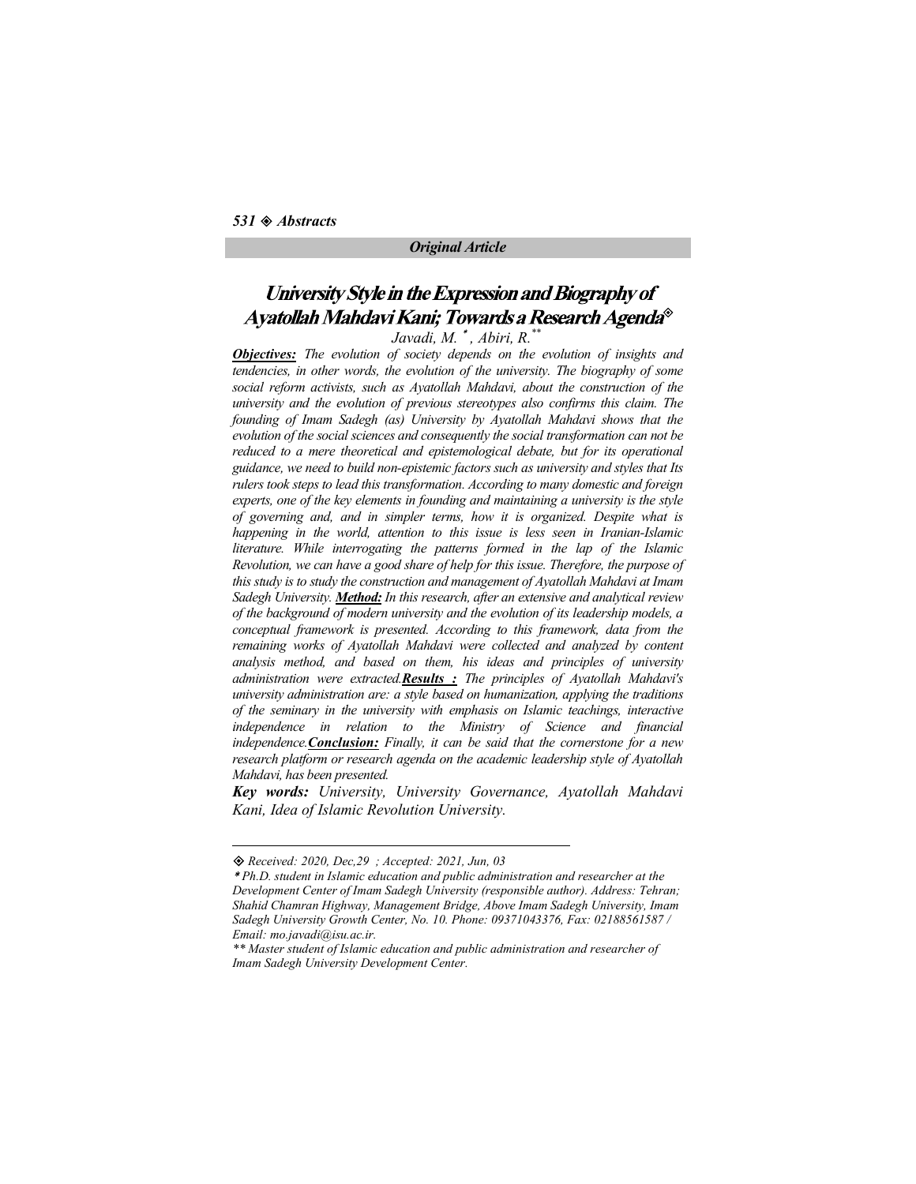*Original Article*

# University Style in the Expression and Biography of Ayatollah Mahdavi Kani; Towards a Research Agenda◈

*Javadi, M.* [*] *, Abiri, R.* [**]

***Objectives:*** *The evolution of society depends on the evolution of insights and tendencies, in other words, the evolution of the university. The biography of some social reform activists, such as Ayatollah Mahdavi, about the construction of the university and the evolution of previous stereotypes also confirms this claim. The founding of Imam Sadegh (as) University by Ayatollah Mahdavi shows that the evolution of the social sciences and consequently the social transformation can not be reduced to a mere theoretical and epistemological debate, but for its operational guidance, we need to build non-epistemic factors such as university and styles that Its rulers took steps to lead this transformation. According to many domestic and foreign experts, one of the key elements in founding and maintaining a university is the style of governing and, and in simpler terms, how it is organized. Despite what is happening in the world, attention to this issue is less seen in Iranian-Islamic literature. While interrogating the patterns formed in the lap of the Islamic Revolution, we can have a good share of help for this issue. Therefore, the purpose of this study is to study the construction and management of Ayatollah Mahdavi at Imam Sadegh University.* ***Method:*** *In this research, after an extensive and analytical review of the background of modern university and the evolution of its leadership models, a conceptual framework is presented. According to this framework, data from the remaining works of Ayatollah Mahdavi were collected and analyzed by content analysis method, and based on them, his ideas and principles of university administration were extracted.* ***Results :*** *The principles of Ayatollah Mahdavi's university administration are: a style based on humanization, applying the traditions of the seminary in the university with emphasis on Islamic teachings, interactive independence in relation to the Ministry of Science and financial independence.* ***Conclusion:*** *Finally, it can be said that the cornerstone for a new research platform or research agenda on the academic leadership style of Ayatollah Mahdavi, has been presented.*

***Key words:*** *University, University Governance, Ayatollah Mahdavi Kani, Idea of Islamic Revolution University.*

---

◈ *Received: 2020, Dec,29 ; Accepted: 2021, Jun, 03*

\* *Ph.D. student in Islamic education and public administration and researcher at the Development Center of Imam Sadegh University (responsible author). Address: Tehran; Shahid Chamran Highway, Management Bridge, Above Imam Sadegh University, Imam Sadegh University Growth Center, No. 10. Phone: 09371043376, Fax: 02188561587 / Email: mo.javadi@isu.ac.ir.*

\*\* *Master student of Islamic education and public administration and researcher of Imam Sadegh University Development Center.*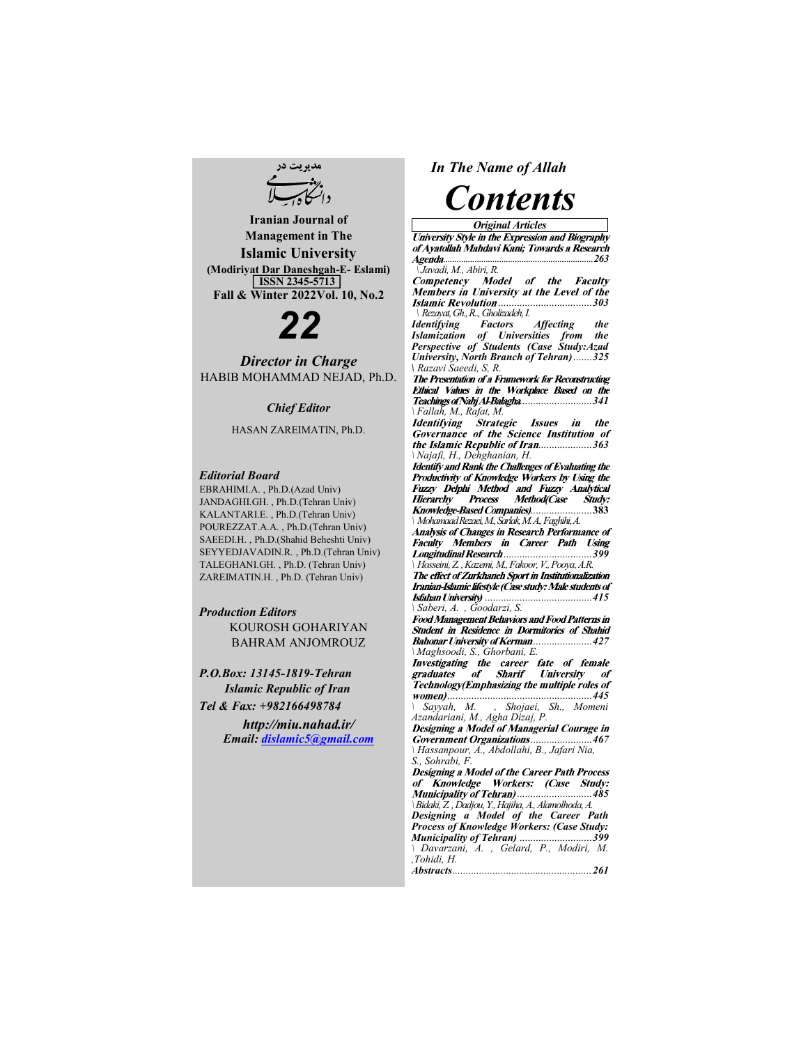مدیریت در دانشگاه اسلامی

**Iranian Journal of Management in The Islamic University**

**(Modiriyat Dar Daneshgah-E- Eslami)**

**ISSN 2345-5713**

**Fall & Winter 2022Vol. 10, No.2**

# 22

***Director in Charge***

HABIB MOHAMMAD NEJAD, Ph.D.

***Chief Editor***

HASAN ZAREIMATIN, Ph.D.

***Editorial Board***

EBRAHIMI.A. , Ph.D.(Azad Univ)
JANDAGHI.GH. , Ph.D.(Tehran Univ)
KALANTARI.E. , Ph.D.(Tehran Univ)
POUREZZAT.A.A. , Ph.D.(Tehran Univ)
SAEEDI.H. , Ph.D.(Shahid Beheshti Univ)
SEYYEDJAVADIN.R. , Ph.D.(Tehran Univ)
TALEGHANI.GH. , Ph.D. (Tehran Univ)
ZAREIMATIN.H. , Ph.D. (Tehran Univ)

***Production Editors***

KOUROSH GOHARIYAN
BAHRAM ANJOMROUZ

***P.O.Box: 13145-1819-Tehran***
***Islamic Republic of Iran***
***Tel & Fax: +982166498784***
***http://miu.nahad.ir/***
***Email: dislamic5@gmail.com***

*In The Name of Allah*

# *Contents*

***Original Articles***

***University Style in the Expression and Biography of Ayatollah Mahdavi Kani; Towards a Research Agenda***......263
*\ Javadi, M., Abiri, R.*

***Competency Model of the Faculty Members in University at the Level of the Islamic Revolution***......303
*\ Rezayat, Gh., R.., Gholizadeh, I.*

***Identifying Factors Affecting the Islamization of Universities from the Perspective of Students (Case Study:Azad University, North Branch of Tehran)***......325
*\ Razavi Saeedi, S, R.*

***The Presentation of a Framework for Reconstructing Ethical Values in the Workplace Based on the Teachings of Nahj Al-Balagha***......341
*\ Fallah, M., Rafat, M.*

***Identifying Strategic Issues in the Governance of the Science Institution of the Islamic Republic of Iran***......363
*\ Najafi, H., Dehghanian, H.*

***Identify and Rank the Challenges of Evaluating the Productivity of Knowledge Workers by Using the Fuzzy Delphi Method and Fuzzy Analytical Hierarchy Process Method(Case Study: Knowledge-Based Companies)***......383
*\ MohamaadRezaei, M., Sarlak, M. A., Faghihi, A.*

***Analysis of Changes in Research Performance of Faculty Members in Career Path Using Longitudinal Research***......399
*\ Hosseini, Z., Kazemi, M., Fakoor, V., Pooya, A.R.*

***The effect of Zurkhaneh Sport in Institutionalization Iranian-Islamic lifestyle (Case study: Male students of Isfahan University)***......415
*\ Saberi, A. , Goodarzi, S.*

***Food Management Behaviors and Food Patterns in Student in Residence in Dormitories of Shahid Bahonar University of Kerman***......427
*\ Maghsoodi, S., Ghorbani, E.*

***Investigating the career fate of female graduates of Sharif University of Technology(Emphasizing the multiple roles of women)***......445
*\ Sayyah, M. , Shojaei, Sh., Momeni Azandariani, M., Agha Dizaj, P.*

***Designing a Model of Managerial Courage in Government Organizations***......467
*\ Hassanpour, A., Abdollahi, B., Jafari Nia, S., Sohrabi, F.*

***Designing a Model of the Career Path Process of Knowledge Workers: (Case Study: Municipality of Tehran)***......485
*\ Bidaki, Z., Dadjou, Y., Hajiha, A., Alamolhoda, A.*

***Designing a Model of the Career Path Process of Knowledge Workers: (Case Study: Municipality of Tehran)***......399
*\ Davarzani, A. , Gelard, P., Modiri, M. ,Tohidi, H.*

***Abstracts***......261